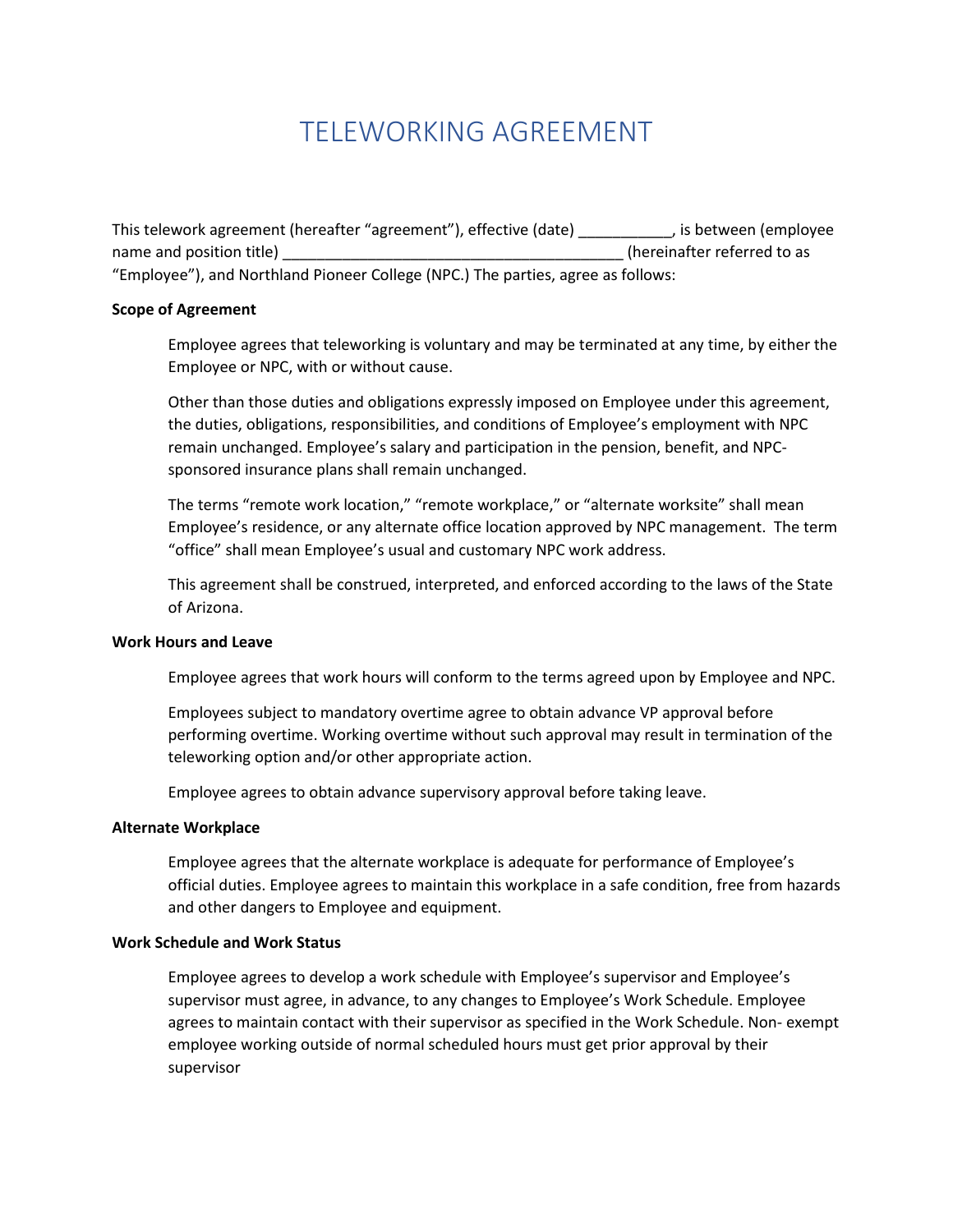# TELEWORKING AGREEMENT

This telework agreement (hereafter "agreement"), effective (date) ___________, is between (employee name and position title) ________________________________________ (hereinafter referred to as "Employee"), and Northland Pioneer College (NPC.) The parties, agree as follows:

**Scope of Agreement**

Employee agrees that teleworking is voluntary and may be terminated at any time, by either the Employee or NPC, with or without cause.

Other than those duties and obligations expressly imposed on Employee under this agreement, the duties, obligations, responsibilities, and conditions of Employee's employment with NPC remain unchanged. Employee's salary and participation in the pension, benefit, and NPC-sponsored insurance plans shall remain unchanged.

The terms "remote work location," "remote workplace," or "alternate worksite" shall mean Employee's residence, or any alternate office location approved by NPC management. The term "office" shall mean Employee's usual and customary NPC work address.

This agreement shall be construed, interpreted, and enforced according to the laws of the State of Arizona.

**Work Hours and Leave**

Employee agrees that work hours will conform to the terms agreed upon by Employee and NPC.

Employees subject to mandatory overtime agree to obtain advance VP approval before performing overtime. Working overtime without such approval may result in termination of the teleworking option and/or other appropriate action.

Employee agrees to obtain advance supervisory approval before taking leave.

**Alternate Workplace**

Employee agrees that the alternate workplace is adequate for performance of Employee's official duties. Employee agrees to maintain this workplace in a safe condition, free from hazards and other dangers to Employee and equipment.

**Work Schedule and Work Status**

Employee agrees to develop a work schedule with Employee's supervisor and Employee's supervisor must agree, in advance, to any changes to Employee's Work Schedule. Employee agrees to maintain contact with their supervisor as specified in the Work Schedule. Non- exempt employee working outside of normal scheduled hours must get prior approval by their supervisor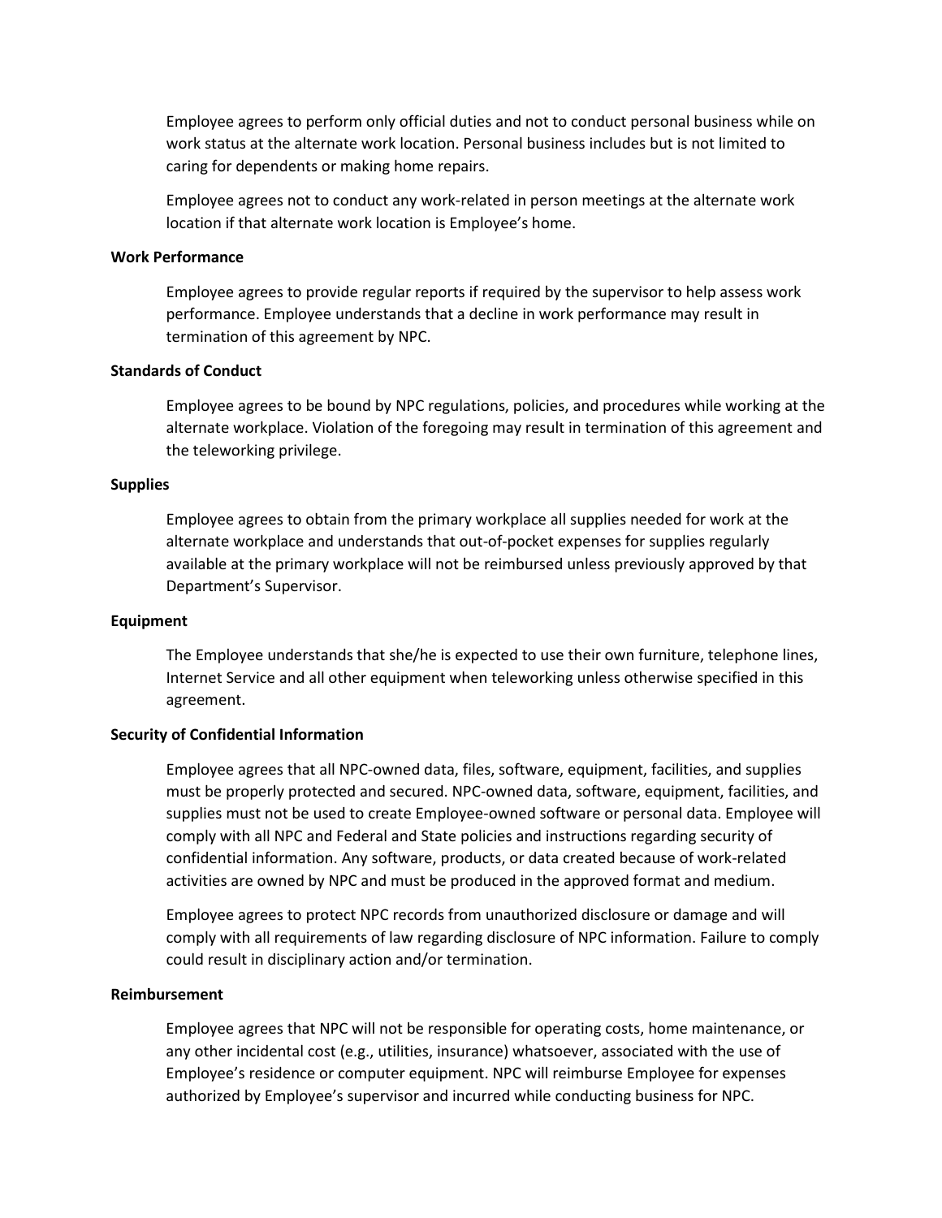Employee agrees to perform only official duties and not to conduct personal business while on work status at the alternate work location. Personal business includes but is not limited to caring for dependents or making home repairs.

Employee agrees not to conduct any work-related in person meetings at the alternate work location if that alternate work location is Employee's home.

**Work Performance**

Employee agrees to provide regular reports if required by the supervisor to help assess work performance. Employee understands that a decline in work performance may result in termination of this agreement by NPC.

**Standards of Conduct**

Employee agrees to be bound by NPC regulations, policies, and procedures while working at the alternate workplace. Violation of the foregoing may result in termination of this agreement and the teleworking privilege.

**Supplies**

Employee agrees to obtain from the primary workplace all supplies needed for work at the alternate workplace and understands that out-of-pocket expenses for supplies regularly available at the primary workplace will not be reimbursed unless previously approved by that Department's Supervisor.

**Equipment**

The Employee understands that she/he is expected to use their own furniture, telephone lines, Internet Service and all other equipment when teleworking unless otherwise specified in this agreement.

**Security of Confidential Information**

Employee agrees that all NPC-owned data, files, software, equipment, facilities, and supplies must be properly protected and secured. NPC-owned data, software, equipment, facilities, and supplies must not be used to create Employee-owned software or personal data. Employee will comply with all NPC and Federal and State policies and instructions regarding security of confidential information. Any software, products, or data created because of work-related activities are owned by NPC and must be produced in the approved format and medium.

Employee agrees to protect NPC records from unauthorized disclosure or damage and will comply with all requirements of law regarding disclosure of NPC information. Failure to comply could result in disciplinary action and/or termination.

**Reimbursement**

Employee agrees that NPC will not be responsible for operating costs, home maintenance, or any other incidental cost (e.g., utilities, insurance) whatsoever, associated with the use of Employee's residence or computer equipment. NPC will reimburse Employee for expenses authorized by Employee's supervisor and incurred while conducting business for NPC.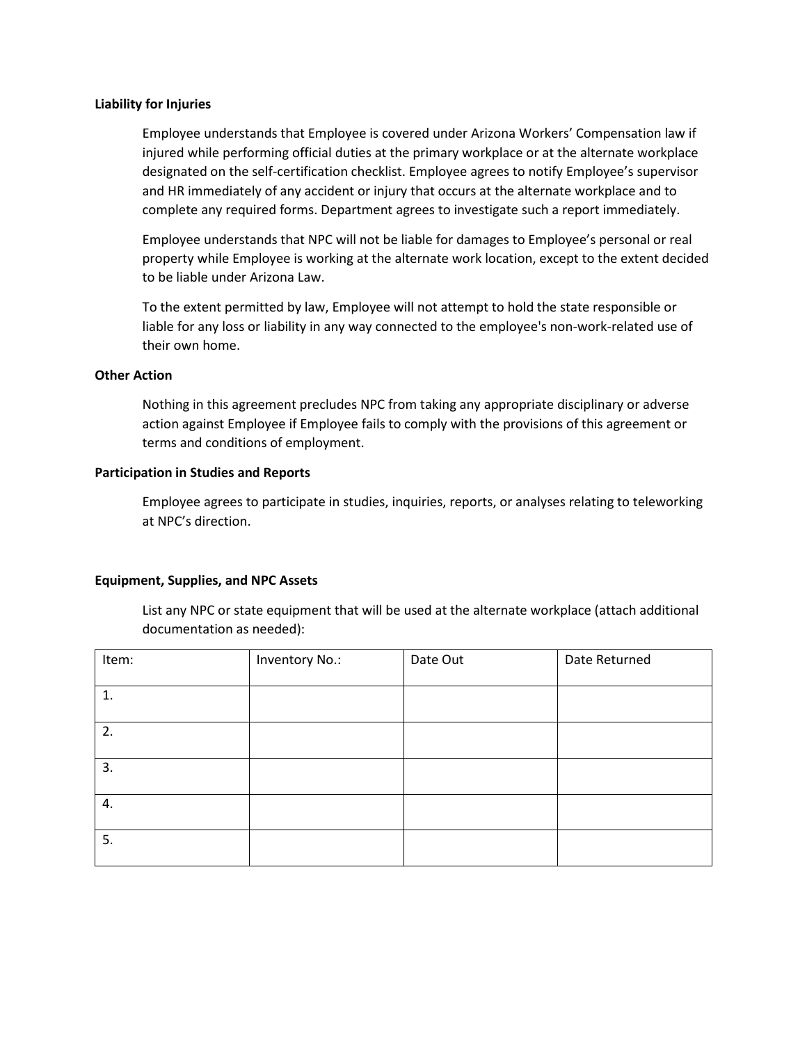**Liability for Injuries**

Employee understands that Employee is covered under Arizona Workers' Compensation law if injured while performing official duties at the primary workplace or at the alternate workplace designated on the self-certification checklist. Employee agrees to notify Employee's supervisor and HR immediately of any accident or injury that occurs at the alternate workplace and to complete any required forms. Department agrees to investigate such a report immediately.

Employee understands that NPC will not be liable for damages to Employee's personal or real property while Employee is working at the alternate work location, except to the extent decided to be liable under Arizona Law.

To the extent permitted by law, Employee will not attempt to hold the state responsible or liable for any loss or liability in any way connected to the employee's non-work-related use of their own home.

**Other Action**

Nothing in this agreement precludes NPC from taking any appropriate disciplinary or adverse action against Employee if Employee fails to comply with the provisions of this agreement or terms and conditions of employment.

**Participation in Studies and Reports**

Employee agrees to participate in studies, inquiries, reports, or analyses relating to teleworking at NPC's direction.

**Equipment, Supplies, and NPC Assets**

List any NPC or state equipment that will be used at the alternate workplace (attach additional documentation as needed):

| Item: | Inventory No.: | Date Out | Date Returned |
|---|---|---|---|
| 1. | | | |
| 2. | | | |
| 3. | | | |
| 4. | | | |
| 5. | | | |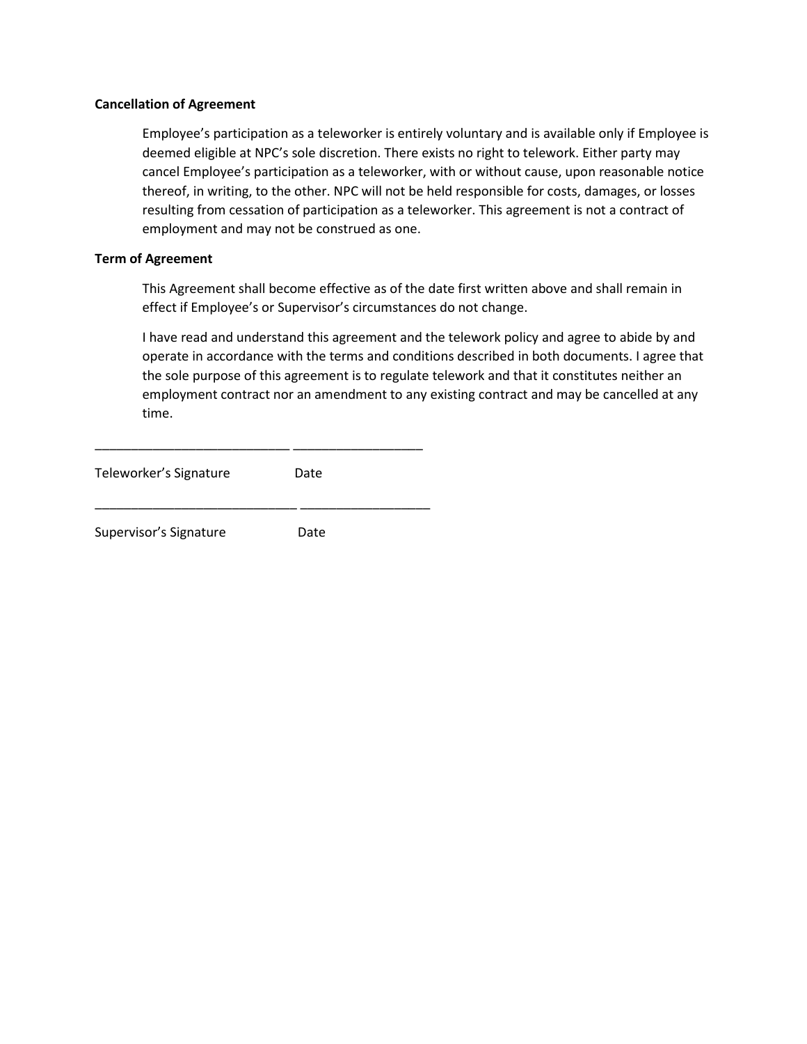**Cancellation of Agreement**

Employee's participation as a teleworker is entirely voluntary and is available only if Employee is deemed eligible at NPC's sole discretion. There exists no right to telework. Either party may cancel Employee's participation as a teleworker, with or without cause, upon reasonable notice thereof, in writing, to the other. NPC will not be held responsible for costs, damages, or losses resulting from cessation of participation as a teleworker. This agreement is not a contract of employment and may not be construed as one.

**Term of Agreement**

This Agreement shall become effective as of the date first written above and shall remain in effect if Employee's or Supervisor's circumstances do not change.

I have read and understand this agreement and the telework policy and agree to abide by and operate in accordance with the terms and conditions described in both documents. I agree that the sole purpose of this agreement is to regulate telework and that it constitutes neither an employment contract nor an amendment to any existing contract and may be cancelled at any time.

___________________________ __________________

Teleworker's Signature Date

___________________________ __________________

Supervisor's Signature Date